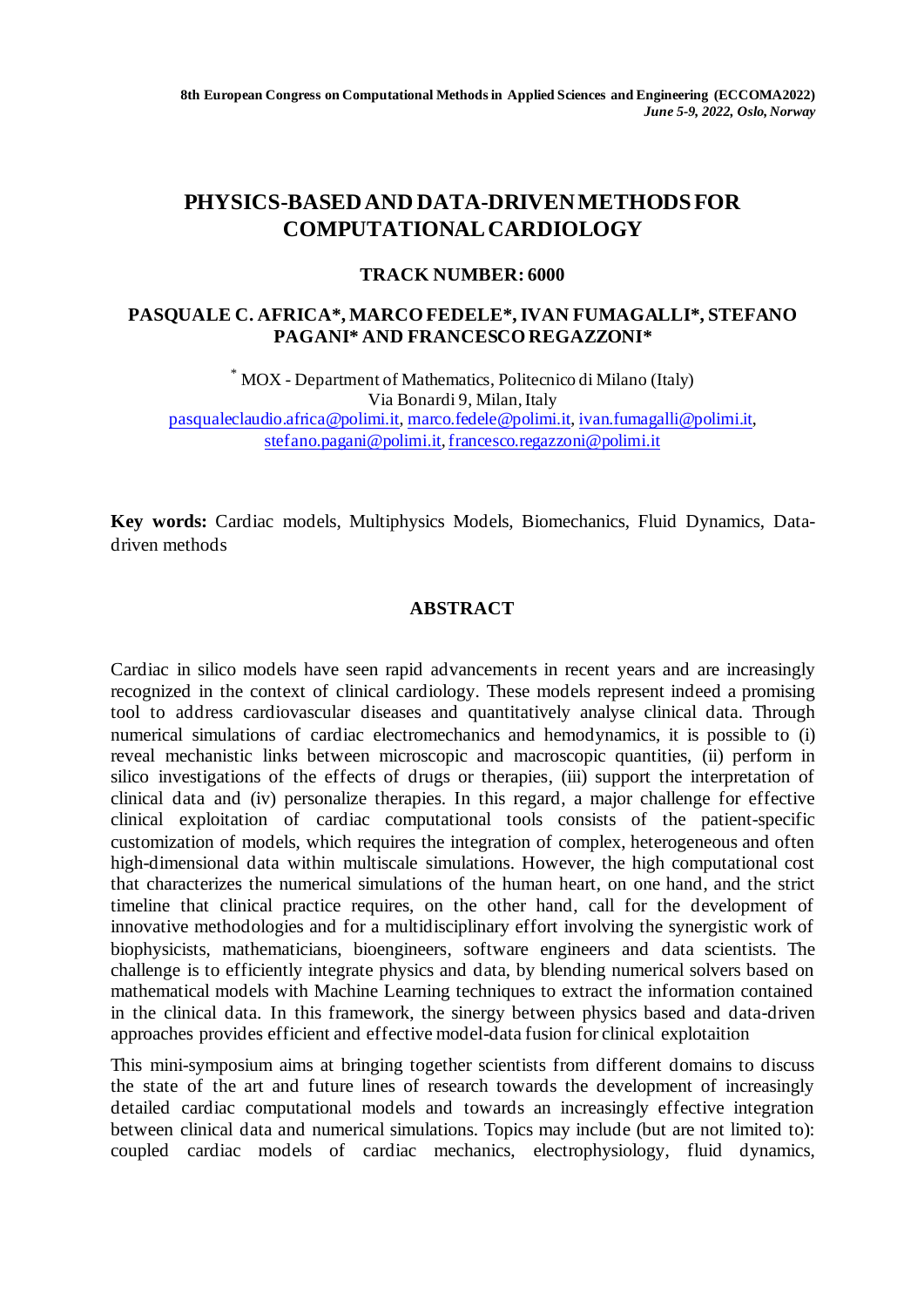# PHYSICS-BASED AND DATA-DRIVEN METHODS FOR COMPUTATIONAL CARDIOLOGY

**TRACK NUMBER: 6000**

**PASQUALE C. AFRICA\*, MARCO FEDELE\*, IVAN FUMAGALLI\*, STEFANO PAGANI\* AND FRANCESCO REGAZZONI\***

\* MOX - Department of Mathematics, Politecnico di Milano (Italy)
Via Bonardi 9, Milan, Italy
pasqualeclaudio.africa@polimi.it, marco.fedele@polimi.it, ivan.fumagalli@polimi.it, stefano.pagani@polimi.it, francesco.regazzoni@polimi.it

**Key words:** Cardiac models, Multiphysics Models, Biomechanics, Fluid Dynamics, Data-driven methods

## ABSTRACT

Cardiac in silico models have seen rapid advancements in recent years and are increasingly recognized in the context of clinical cardiology. These models represent indeed a promising tool to address cardiovascular diseases and quantitatively analyse clinical data. Through numerical simulations of cardiac electromechanics and hemodynamics, it is possible to (i) reveal mechanistic links between microscopic and macroscopic quantities, (ii) perform in silico investigations of the effects of drugs or therapies, (iii) support the interpretation of clinical data and (iv) personalize therapies. In this regard, a major challenge for effective clinical exploitation of cardiac computational tools consists of the patient-specific customization of models, which requires the integration of complex, heterogeneous and often high-dimensional data within multiscale simulations. However, the high computational cost that characterizes the numerical simulations of the human heart, on one hand, and the strict timeline that clinical practice requires, on the other hand, call for the development of innovative methodologies and for a multidisciplinary effort involving the synergistic work of biophysicists, mathematicians, bioengineers, software engineers and data scientists. The challenge is to efficiently integrate physics and data, by blending numerical solvers based on mathematical models with Machine Learning techniques to extract the information contained in the clinical data. In this framework, the sinergy between physics based and data-driven approaches provides efficient and effective model-data fusion for clinical explotaition

This mini-symposium aims at bringing together scientists from different domains to discuss the state of the art and future lines of research towards the development of increasingly detailed cardiac computational models and towards an increasingly effective integration between clinical data and numerical simulations. Topics may include (but are not limited to): coupled cardiac models of cardiac mechanics, electrophysiology, fluid dynamics,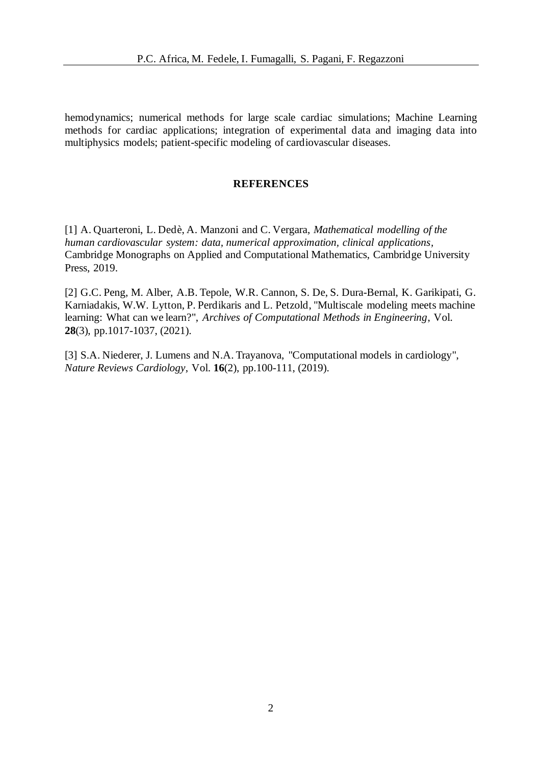hemodynamics; numerical methods for large scale cardiac simulations; Machine Learning methods for cardiac applications; integration of experimental data and imaging data into multiphysics models; patient-specific modeling of cardiovascular diseases.

## REFERENCES

[1] A. Quarteroni, L. Dedè, A. Manzoni and C. Vergara, *Mathematical modelling of the human cardiovascular system: data, numerical approximation, clinical applications*, Cambridge Monographs on Applied and Computational Mathematics, Cambridge University Press, 2019.

[2] G.C. Peng, M. Alber, A.B. Tepole, W.R. Cannon, S. De, S. Dura-Bernal, K. Garikipati, G. Karniadakis, W.W. Lytton, P. Perdikaris and L. Petzold, "Multiscale modeling meets machine learning: What can we learn?", *Archives of Computational Methods in Engineering*, Vol. **28**(3), pp.1017-1037, (2021).

[3] S.A. Niederer, J. Lumens and N.A. Trayanova, "Computational models in cardiology", *Nature Reviews Cardiology*, Vol. **16**(2), pp.100-111, (2019).